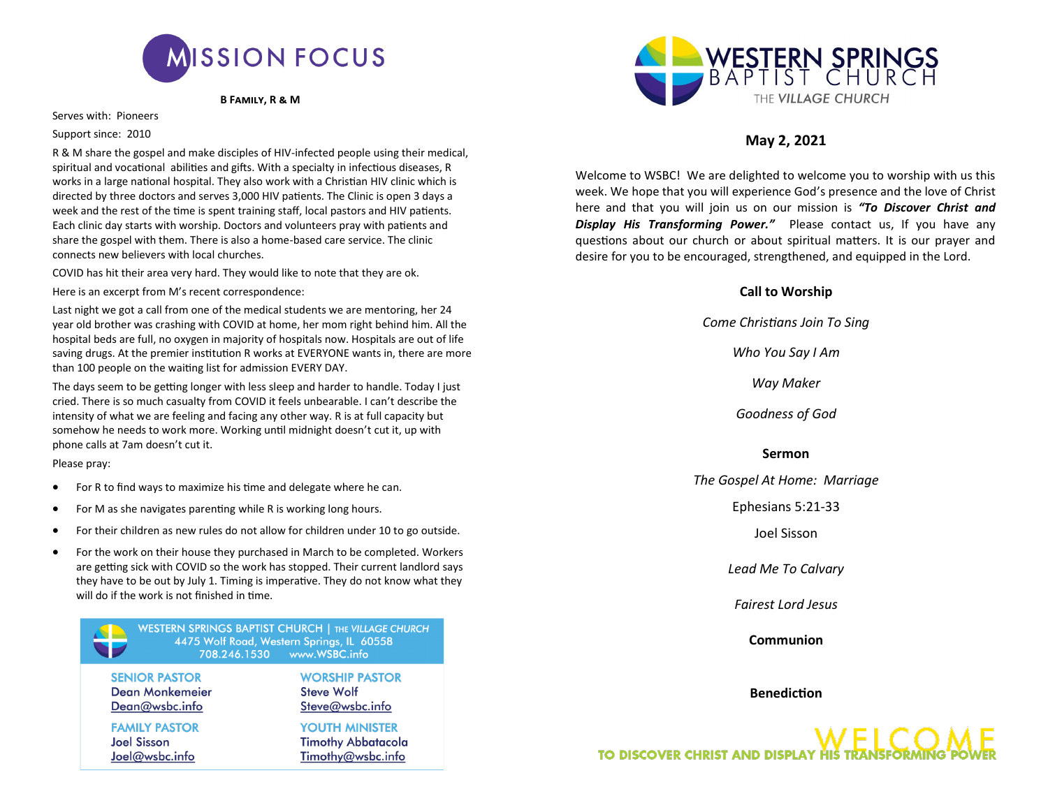# MISSION FOCUS

**B FAMILY, R & M**

Serves with: Pioneers

Support since: 2010

R & M share the gospel and make disciples of HIV-infected people using their medical, spiritual and vocational abilities and gifts. With a specialty in infectious diseases, R works in a large national hospital. They also work with a Christian HIV clinic which is directed by three doctors and serves 3,000 HIV patients. The Clinic is open 3 days a week and the rest of the time is spent training staff, local pastors and HIV patients. Each clinic day starts with worship. Doctors and volunteers pray with patients and share the gospel with them. There is also a home-based care service. The clinic connects new believers with local churches.

COVID has hit their area very hard. They would like to note that they are ok.

Here is an excerpt from M's recent correspondence:

Last night we got a call from one of the medical students we are mentoring, her 24 year old brother was crashing with COVID at home, her mom right behind him. All the hospital beds are full, no oxygen in majority of hospitals now. Hospitals are out of life saving drugs. At the premier institution R works at EVERYONE wants in, there are more than 100 people on the waiting list for admission EVERY DAY.

The days seem to be getting longer with less sleep and harder to handle. Today I just cried. There is so much casualty from COVID it feels unbearable. I can't describe the intensity of what we are feeling and facing any other way. R is at full capacity but somehow he needs to work more. Working until midnight doesn't cut it, up with phone calls at 7am doesn't cut it.

Please pray:

- For R to find ways to maximize his time and delegate where he can.
- For M as she navigates parenting while R is working long hours.
- For their children as new rules do not allow for children under 10 to go outside.
- For the work on their house they purchased in March to be completed. Workers are getting sick with COVID so the work has stopped. Their current landlord says they have to be out by July 1. Timing is imperative. They do not know what they will do if the work is not finished in time.

**WESTERN SPRINGS BAPTIST CHURCH | THE VILLAGE CHURCH**
4475 Wolf Road, Western Springs, IL 60558
708.246.1530 www.WSBC.info

| | |
|---|---|
| **SENIOR PASTOR**<br>Dean Monkemeier<br>Dean@wsbc.info | **WORSHIP PASTOR**<br>Steve Wolf<br>Steve@wsbc.info |
| **FAMILY PASTOR**<br>Joel Sisson<br>Joel@wsbc.info | **YOUTH MINISTER**<br>Timothy Abbatacola<br>Timothy@wsbc.info |

# WESTERN SPRINGS BAPTIST CHURCH
THE VILLAGE CHURCH

## May 2, 2021

Welcome to WSBC! We are delighted to welcome you to worship with us this week. We hope that you will experience God's presence and the love of Christ here and that you will join us on our mission is ***"To Discover Christ and Display His Transforming Power."*** Please contact us, If you have any questions about our church or about spiritual matters. It is our prayer and desire for you to be encouraged, strengthened, and equipped in the Lord.

**Call to Worship**

*Come Christians Join To Sing*

*Who You Say I Am*

*Way Maker*

*Goodness of God*

**Sermon**

*The Gospel At Home: Marriage*

Ephesians 5:21-33

Joel Sisson

*Lead Me To Calvary*

*Fairest Lord Jesus*

**Communion**

**Benediction**

WELCOME
TO DISCOVER CHRIST AND DISPLAY HIS TRANSFORMING POWER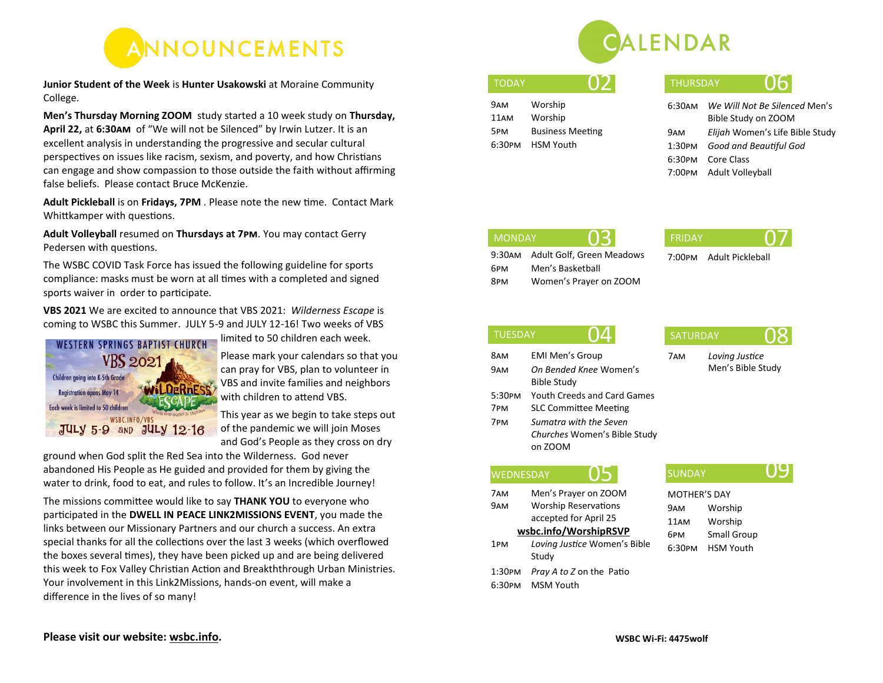# ANNOUNCEMENTS

**Junior Student of the Week** is **Hunter Usakowski** at Moraine Community College.

**Men's Thursday Morning ZOOM** study started a 10 week study on **Thursday, April 22,** at **6:30AM** of "We will not be Silenced" by Irwin Lutzer. It is an excellent analysis in understanding the progressive and secular cultural perspectives on issues like racism, sexism, and poverty, and how Christians can engage and show compassion to those outside the faith without affirming false beliefs. Please contact Bruce McKenzie.

**Adult Pickleball** is on **Fridays, 7PM** . Please note the new time. Contact Mark Whittkamper with questions.

**Adult Volleyball** resumed on **Thursdays at 7PM**. You may contact Gerry Pedersen with questions.

The WSBC COVID Task Force has issued the following guideline for sports compliance: masks must be worn at all times with a completed and signed sports waiver in order to participate.

**VBS 2021** We are excited to announce that VBS 2021: *Wilderness Escape* is coming to WSBC this Summer. JULY 5-9 and JULY 12-16! Two weeks of VBS limited to 50 children each week.

Please mark your calendars so that you can pray for VBS, plan to volunteer in VBS and invite families and neighbors with children to attend VBS.

This year as we begin to take steps out of the pandemic we will join Moses and God's People as they cross on dry ground when God split the Red Sea into the Wilderness. God never abandoned His People as He guided and provided for them by giving the water to drink, food to eat, and rules to follow. It's an Incredible Journey!

The missions committee would like to say **THANK YOU** to everyone who participated in the **DWELL IN PEACE LINK2MISSIONS EVENT**, you made the links between our Missionary Partners and our church a success. An extra special thanks for all the collections over the last 3 weeks (which overflowed the boxes several times), they have been picked up and are being delivered this week to Fox Valley Christian Action and Breakththrough Urban Ministries. Your involvement in this Link2Missions, hands-on event, will make a difference in the lives of so many!

**Please visit our website: wsbc.info.**

# CALENDAR

## TODAY 02

| | |
|---|---|
| 9AM | Worship |
| 11AM | Worship |
| 5PM | Business Meeting |
| 6:30PM | HSM Youth |

## MONDAY 03

| | |
|---|---|
| 9:30AM | Adult Golf, Green Meadows |
| 6PM | Men's Basketball |
| 8PM | Women's Prayer on ZOOM |

## TUESDAY 04

| | |
|---|---|
| 8AM | EMI Men's Group |
| 9AM | *On Bended Knee* Women's Bible Study |
| 5:30PM | Youth Creeds and Card Games |
| 7PM | SLC Committee Meeting |
| 7PM | *Sumatra with the Seven Churches* Women's Bible Study on ZOOM |

## WEDNESDAY 05

| | |
|---|---|
| 7AM | Men's Prayer on ZOOM |
| 9AM | Worship Reservations accepted for April 25 **wsbc.info/WorshipRSVP** |
| 1PM | *Loving Justice* Women's Bible Study |
| 1:30PM | *Pray A to Z* on the Patio |
| 6:30PM | MSM Youth |

## THURSDAY 06

| | |
|---|---|
| 6:30AM | *We Will Not Be Silenced* Men's Bible Study on ZOOM |
| 9AM | *Elijah* Women's Life Bible Study |
| 1:30PM | *Good and Beautiful God* |
| 6:30PM | Core Class |
| 7:00PM | Adult Volleyball |

## FRIDAY 07

| | |
|---|---|
| 7:00PM | Adult Pickleball |

## SATURDAY 08

| | |
|---|---|
| 7AM | *Loving Justice* Men's Bible Study |

## SUNDAY 09

MOTHER'S DAY

| | |
|---|---|
| 9AM | Worship |
| 11AM | Worship |
| 6PM | Small Group |
| 6:30PM | HSM Youth |

**WSBC Wi-Fi: 4475wolf**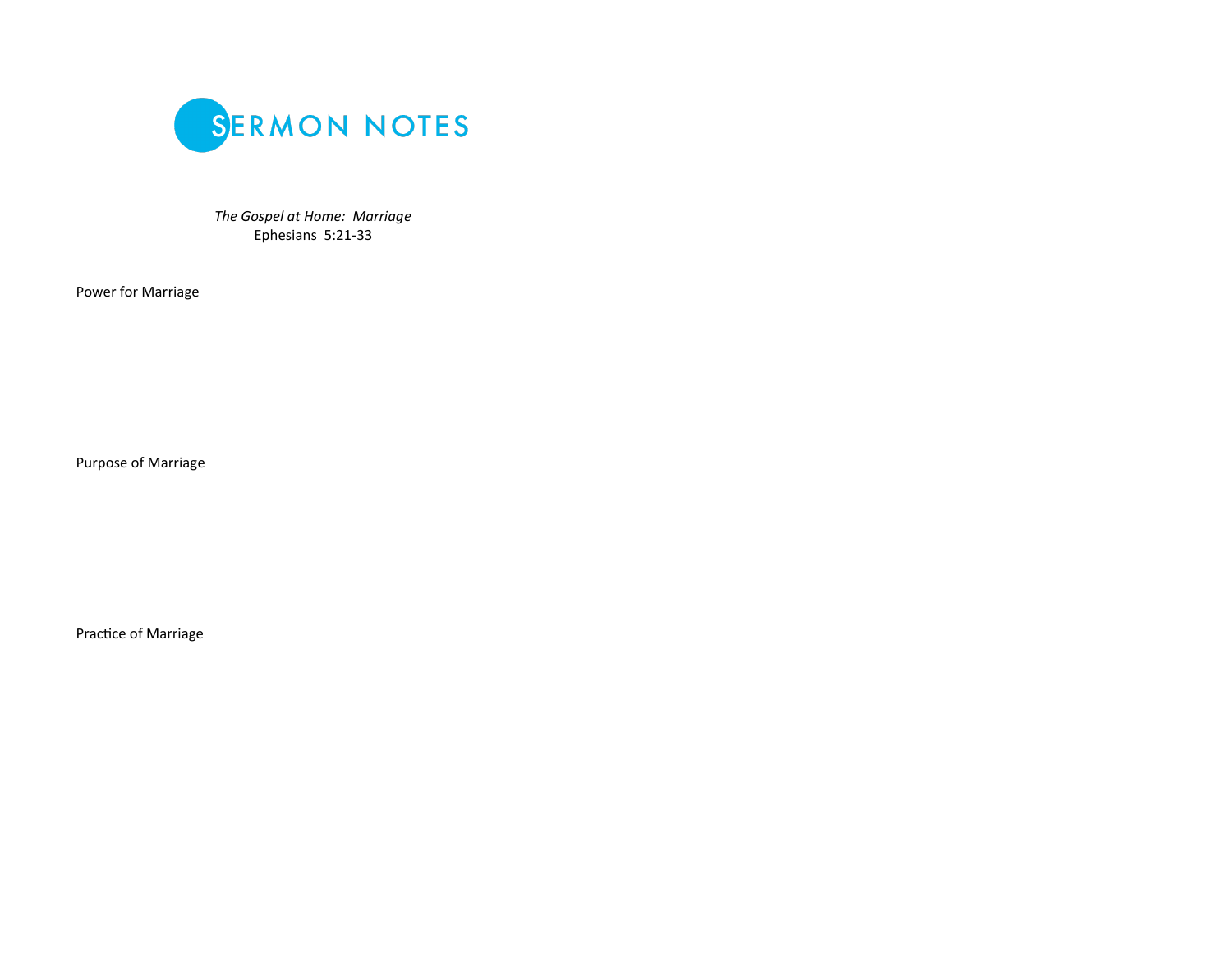# SERMON NOTES

*The Gospel at Home: Marriage*
Ephesians 5:21-33

Power for Marriage

Purpose of Marriage

Practice of Marriage